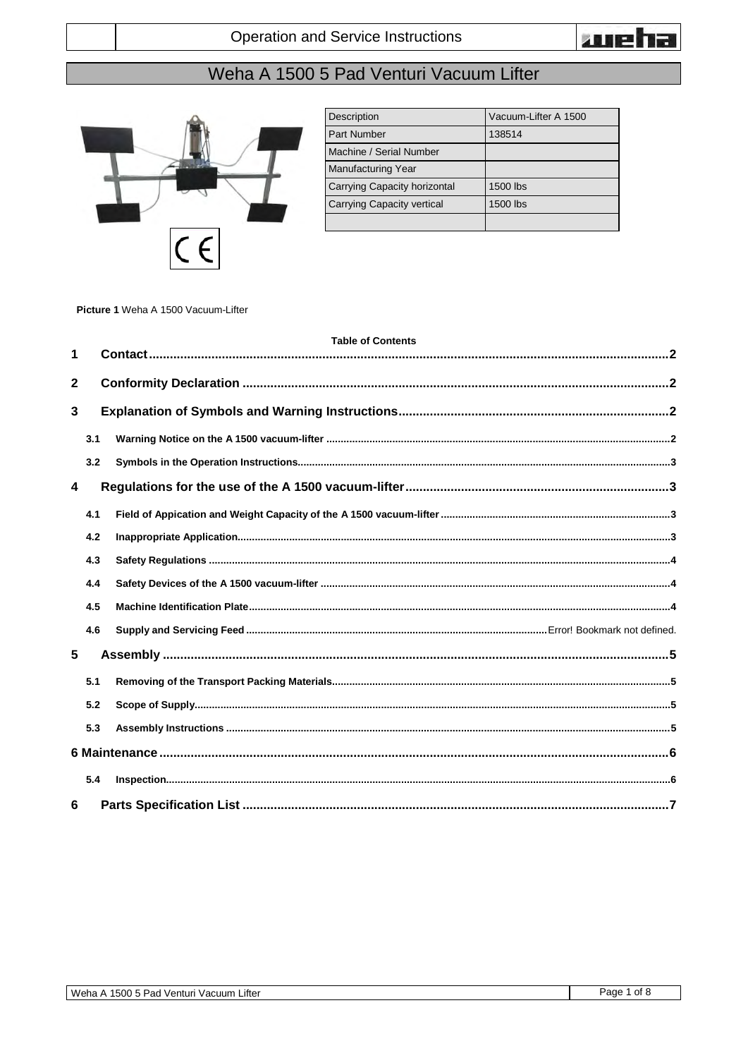Operation and Service Instructions

# Weha A 1500 5 Pad Venturi Vacuum Lifter

| Description | Vacuum-Lifter A 1500 |
|---|---|
| Part Number | 138514 |
| Machine / Serial Number | |
| Manufacturing Year | |
| Carrying Capacity horizontal | 1500 lbs |
| Carrying Capacity vertical | 1500 lbs |
| | |

**Picture 1** Weha A 1500 Vacuum-Lifter

**Table of Contents**

1 Contact .....2

2 Conformity Declaration .....2

3 Explanation of Symbols and Warning Instructions .....2

- 3.1 Warning Notice on the A 1500 vacuum-lifter .....2
- 3.2 Symbols in the Operation Instructions .....3

4 Regulations for the use of the A 1500 vacuum-lifter .....3

- 4.1 Field of Appication and Weight Capacity of the A 1500 vacuum-lifter .....3
- 4.2 Inappropriate Application .....3
- 4.3 Safety Regulations .....4
- 4.4 Safety Devices of the A 1500 vacuum-lifter .....4
- 4.5 Machine Identification Plate .....4
- 4.6 Supply and Servicing Feed .....Error! Bookmark not defined.

5 Assembly .....5

- 5.1 Removing of the Transport Packing Materials .....5
- 5.2 Scope of Supply .....5
- 5.3 Assembly Instructions .....5

6 Maintenance .....6

- 5.4 Inspection .....6

6 Parts Specification List .....7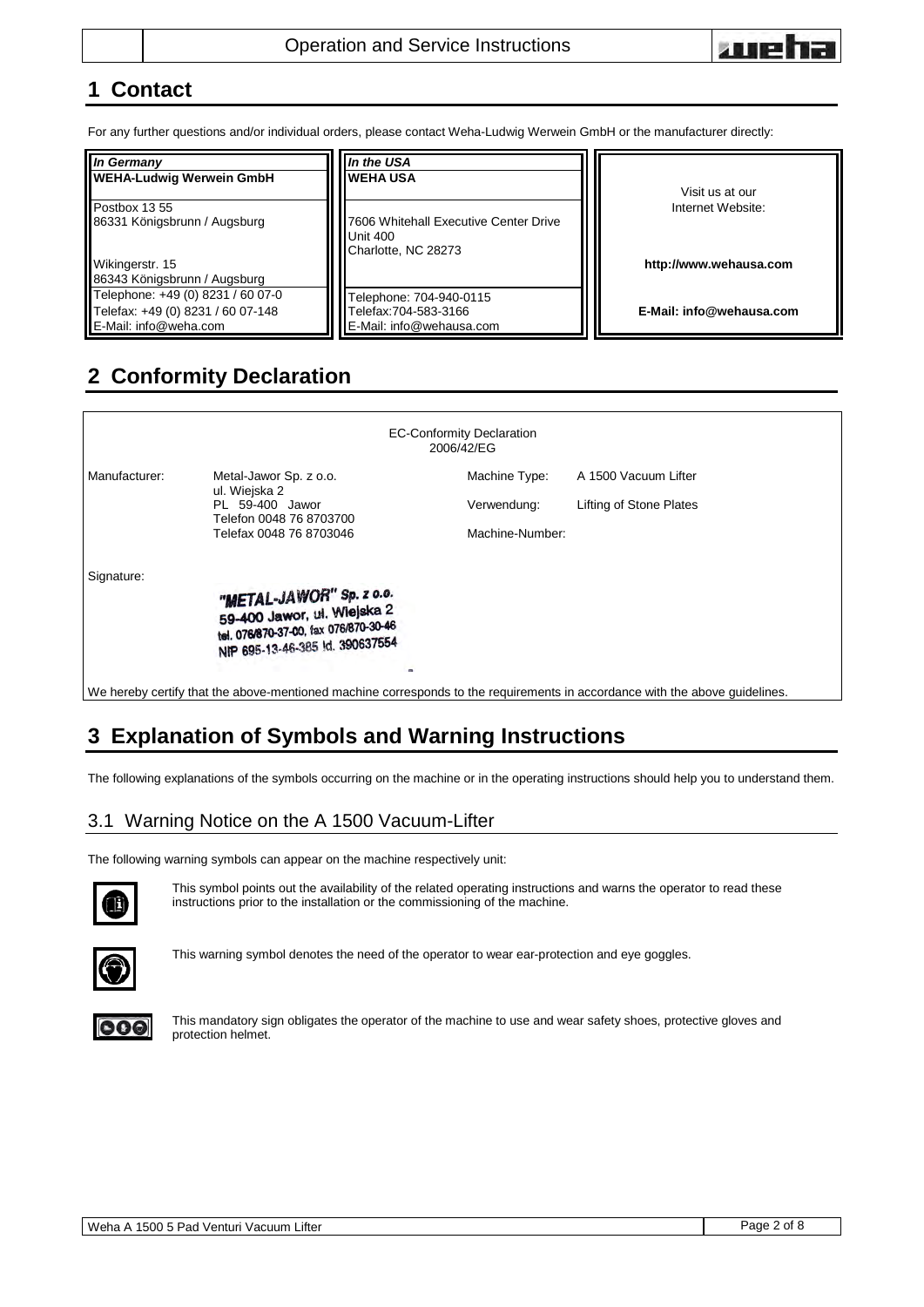# 1 Contact

For any further questions and/or individual orders, please contact Weha-Ludwig Werwein GmbH or the manufacturer directly:

| *In Germany* | *In the USA* | |
|---|---|---|
| **WEHA-Ludwig Werwein GmbH** | **WEHA USA** | Visit us at our Internet Website: |
| Postbox 13 55<br>86331 Königsbrunn / Augsburg | 7606 Whitehall Executive Center Drive<br>Unit 400<br>Charlotte, NC 28273 | |
| Wikingerstr. 15<br>86343 Königsbrunn / Augsburg | | **http://www.wehausa.com** |
| Telephone: +49 (0) 8231 / 60 07-0<br>Telefax: +49 (0) 8231 / 60 07-148<br>E-Mail: info@weha.com | Telephone: 704-940-0115<br>Telefax:704-583-3166<br>E-Mail: info@wehausa.com | **E-Mail: info@wehausa.com** |

# 2 Conformity Declaration

EC-Conformity Declaration
2006/42/EG

| | | | |
|---|---|---|---|
| Manufacturer: | Metal-Jawor Sp. z o.o.<br>ul. Wiejska 2<br>PL 59-400 Jawor<br>Telefon 0048 76 8703700<br>Telefax 0048 76 8703046 | Machine Type: | A 1500 Vacuum Lifter |
| | | Verwendung: | Lifting of Stone Plates |
| | | Machine-Number: | |

Signature:

"METAL-JAWOR" Sp. z o.o.
59-400 Jawor, ul. Wiejska 2
tel. 076/870-37-00, fax 076/870-30-46
NIP 695-13-46-385 Id. 390637554

We hereby certify that the above-mentioned machine corresponds to the requirements in accordance with the above guidelines.

# 3 Explanation of Symbols and Warning Instructions

The following explanations of the symbols occurring on the machine or in the operating instructions should help you to understand them.

## 3.1 Warning Notice on the A 1500 Vacuum-Lifter

The following warning symbols can appear on the machine respectively unit:

This symbol points out the availability of the related operating instructions and warns the operator to read these instructions prior to the installation or the commissioning of the machine.

This warning symbol denotes the need of the operator to wear ear-protection and eye goggles.

This mandatory sign obligates the operator of the machine to use and wear safety shoes, protective gloves and protection helmet.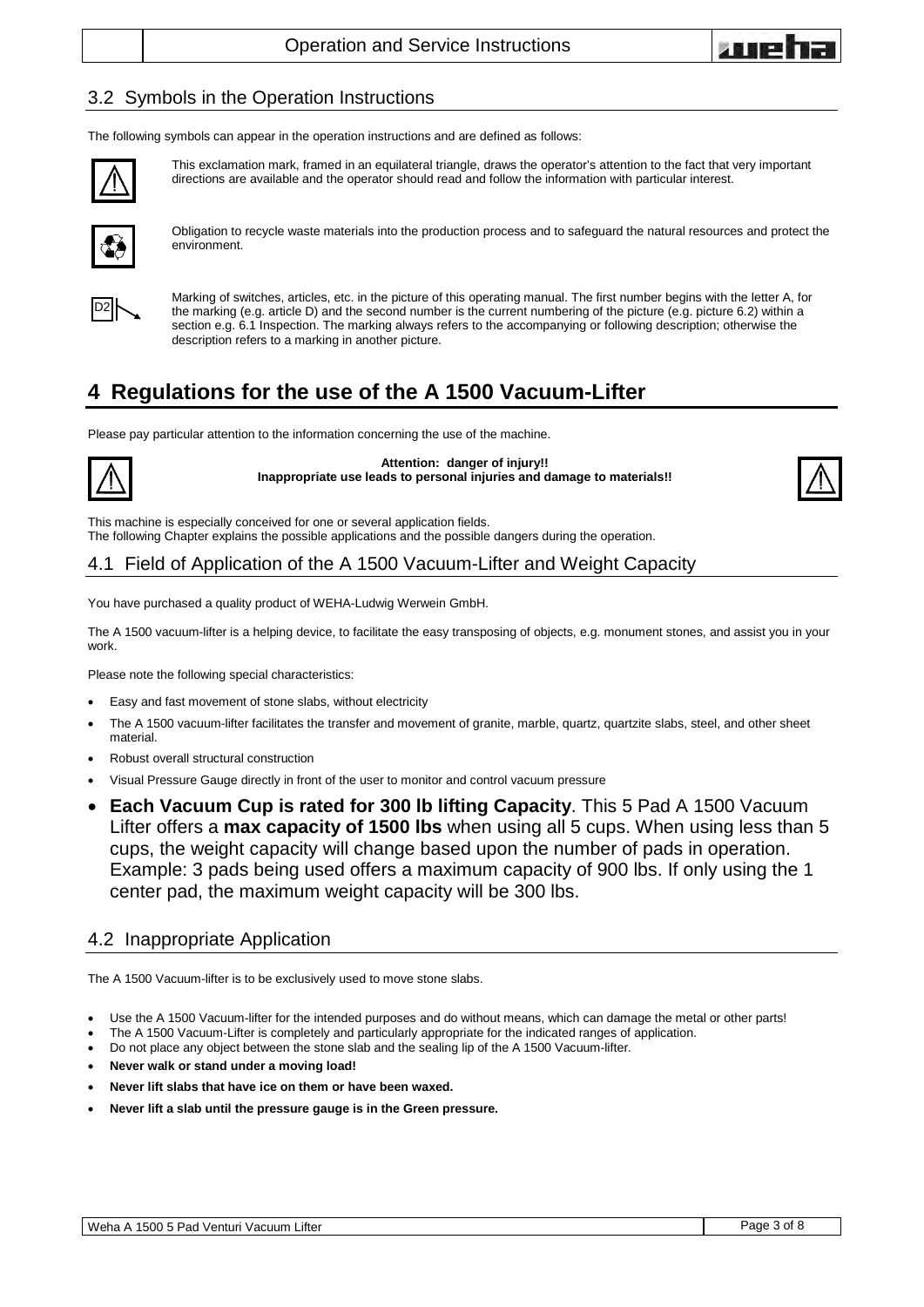## 3.2 Symbols in the Operation Instructions

The following symbols can appear in the operation instructions and are defined as follows:

This exclamation mark, framed in an equilateral triangle, draws the operator's attention to the fact that very important directions are available and the operator should read and follow the information with particular interest.

Obligation to recycle waste materials into the production process and to safeguard the natural resources and protect the environment.

D2

Marking of switches, articles, etc. in the picture of this operating manual. The first number begins with the letter A, for the marking (e.g. article D) and the second number is the current numbering of the picture (e.g. picture 6.2) within a section e.g. 6.1 Inspection. The marking always refers to the accompanying or following description; otherwise the description refers to a marking in another picture.

# 4 Regulations for the use of the A 1500 Vacuum-Lifter

Please pay particular attention to the information concerning the use of the machine.

**Attention: danger of injury!!**
**Inappropriate use leads to personal injuries and damage to materials!!**

This machine is especially conceived for one or several application fields.
The following Chapter explains the possible applications and the possible dangers during the operation.

## 4.1 Field of Application of the A 1500 Vacuum-Lifter and Weight Capacity

You have purchased a quality product of WEHA-Ludwig Werwein GmbH.

The A 1500 vacuum-lifter is a helping device, to facilitate the easy transposing of objects, e.g. monument stones, and assist you in your work.

Please note the following special characteristics:

- Easy and fast movement of stone slabs, without electricity
- The A 1500 vacuum-lifter facilitates the transfer and movement of granite, marble, quartz, quartzite slabs, steel, and other sheet material.
- Robust overall structural construction
- Visual Pressure Gauge directly in front of the user to monitor and control vacuum pressure
- **Each Vacuum Cup is rated for 300 lb lifting Capacity**. This 5 Pad A 1500 Vacuum Lifter offers a **max capacity of 1500 lbs** when using all 5 cups. When using less than 5 cups, the weight capacity will change based upon the number of pads in operation. Example: 3 pads being used offers a maximum capacity of 900 lbs. If only using the 1 center pad, the maximum weight capacity will be 300 lbs.

## 4.2 Inappropriate Application

The A 1500 Vacuum-lifter is to be exclusively used to move stone slabs.

- Use the A 1500 Vacuum-lifter for the intended purposes and do without means, which can damage the metal or other parts!
- The A 1500 Vacuum-Lifter is completely and particularly appropriate for the indicated ranges of application.
- Do not place any object between the stone slab and the sealing lip of the A 1500 Vacuum-lifter.
- **Never walk or stand under a moving load!**
- **Never lift slabs that have ice on them or have been waxed.**
- **Never lift a slab until the pressure gauge is in the Green pressure.**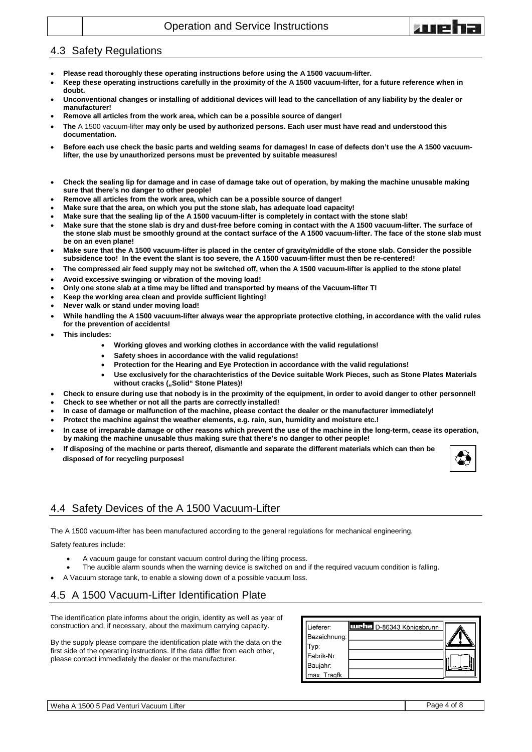## 4.3 Safety Regulations

- **Please read thoroughly these operating instructions before using the A 1500 vacuum-lifter.**
- **Keep these operating instructions carefully in the proximity of the A 1500 vacuum-lifter, for a future reference when in doubt.**
- **Unconventional changes or installing of additional devices will lead to the cancellation of any liability by the dealer or manufacturer!**
- **Remove all articles from the work area, which can be a possible source of danger!**
- **The** A 1500 vacuum-lifter **may only be used by authorized persons. Each user must have read and understood this documentation.**
- **Before each use check the basic parts and welding seams for damages! In case of defects don't use the A 1500 vacuum-lifter, the use by unauthorized persons must be prevented by suitable measures!**
- **Check the sealing lip for damage and in case of damage take out of operation, by making the machine unusable making sure that there's no danger to other people!**
- **Remove all articles from the work area, which can be a possible source of danger!**
- **Make sure that the area, on which you put the stone slab, has adequate load capacity!**
- **Make sure that the sealing lip of the A 1500 vacuum-lifter is completely in contact with the stone slab!**
- **Make sure that the stone slab is dry and dust-free before coming in contact with the A 1500 vacuum-lifter. The surface of the stone slab must be smoothly ground at the contact surface of the A 1500 vacuum-lifter. The face of the stone slab must be on an even plane!**
- **Make sure that the A 1500 vacuum-lifter is placed in the center of gravity/middle of the stone slab. Consider the possible subsidence too! In the event the slant is too severe, the A 1500 vacuum-lifter must then be re-centered!**
- **The compressed air feed supply may not be switched off, when the A 1500 vacuum-lifter is applied to the stone plate!**
- **Avoid excessive swinging or vibration of the moving load!**
- **Only one stone slab at a time may be lifted and transported by means of the Vacuum-lifter T!**
- **Keep the working area clean and provide sufficient lighting!**
- **Never walk or stand under moving load!**
- **While handling the A 1500 vacuum-lifter always wear the appropriate protective clothing, in accordance with the valid rules for the prevention of accidents!**
- **This includes:**
  - **Working gloves and working clothes in accordance with the valid regulations!**
  - **Safety shoes in accordance with the valid regulations!**
  - **Protection for the Hearing and Eye Protection in accordance with the valid regulations!**
  - **Use exclusively for the charachteristics of the Device suitable Work Pieces, such as Stone Plates Materials without cracks („Solid" Stone Plates)!**
- **Check to ensure during use that nobody is in the proximity of the equipment, in order to avoid danger to other personnel!**
- **Check to see whether or not all the parts are correctly installed!**
- **In case of damage or malfunction of the machine, please contact the dealer or the manufacturer immediately!**
- **Protect the machine against the weather elements, e.g. rain, sun, humidity and moisture etc.!**
- **In case of irreparable damage or other reasons which prevent the use of the machine in the long-term, cease its operation, by making the machine unusable thus making sure that there's no danger to other people!**
- **If disposing of the machine or parts thereof, dismantle and separate the different materials which can then be disposed of for recycling purposes!**

## 4.4 Safety Devices of the A 1500 Vacuum-Lifter

The A 1500 vacuum-lifter has been manufactured according to the general regulations for mechanical engineering.

Safety features include:

- A vacuum gauge for constant vacuum control during the lifting process.
- The audible alarm sounds when the warning device is switched on and if the required vacuum condition is falling.
- A Vacuum storage tank, to enable a slowing down of a possible vacuum loss.

## 4.5 A 1500 Vacuum-Lifter Identification Plate

The identification plate informs about the origin, identity as well as year of construction and, if necessary, about the maximum carrying capacity.

By the supply please compare the identification plate with the data on the first side of the operating instructions. If the data differ from each other, please contact immediately the dealer or the manufacturer.

| Lieferer: | weha D-86343 Königsbrunn |
|---|---|
| Bezeichnung: | |
| Typ: | |
| Fabrik-Nr. | |
| Baujahr: | |
| max. Tragfk. | |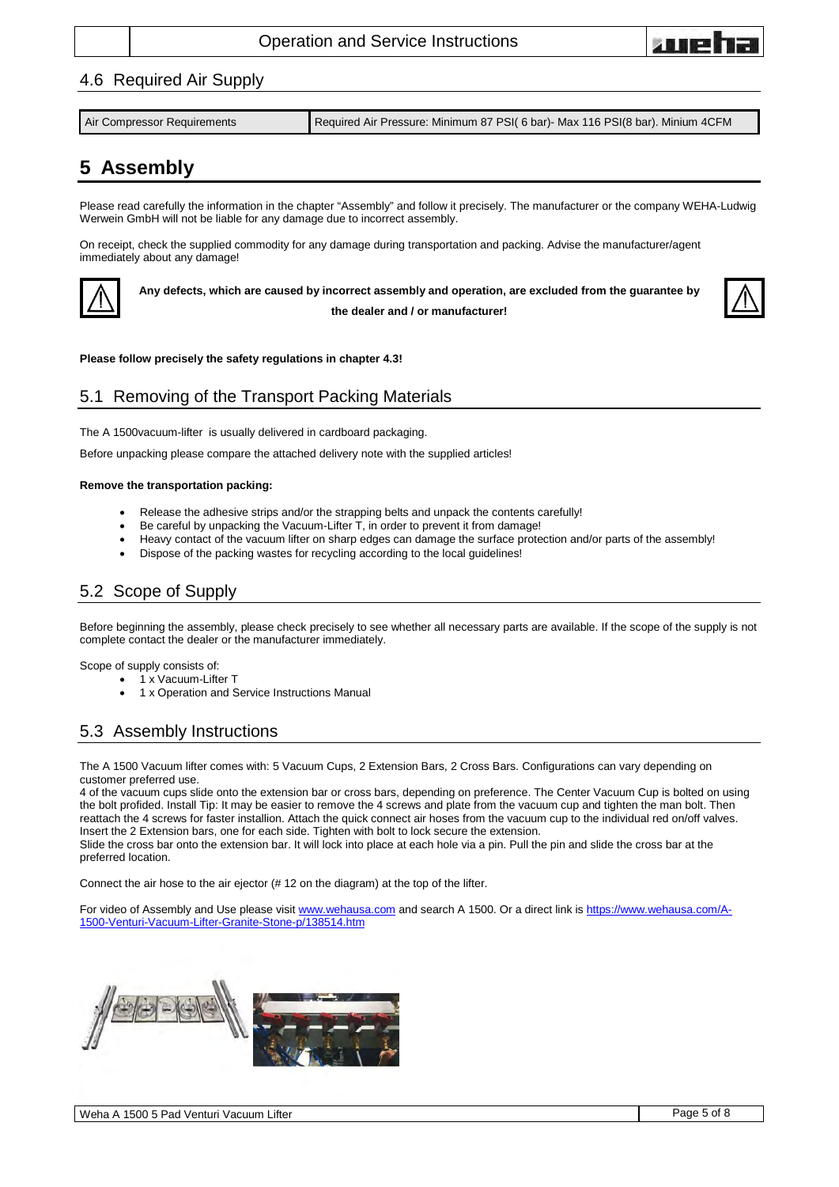## 4.6 Required Air Supply

| Air Compressor Requirements | Required Air Pressure: Minimum 87 PSI( 6 bar)- Max 116 PSI(8 bar). Minium 4CFM |
|---|---|

# 5 Assembly

Please read carefully the information in the chapter "Assembly" and follow it precisely. The manufacturer or the company WEHA-Ludwig Werwein GmbH will not be liable for any damage due to incorrect assembly.

On receipt, check the supplied commodity for any damage during transportation and packing. Advise the manufacturer/agent immediately about any damage!

**Any defects, which are caused by incorrect assembly and operation, are excluded from the guarantee by the dealer and / or manufacturer!**

**Please follow precisely the safety regulations in chapter 4.3!**

## 5.1 Removing of the Transport Packing Materials

The A 1500vacuum-lifter is usually delivered in cardboard packaging.

Before unpacking please compare the attached delivery note with the supplied articles!

**Remove the transportation packing:**

- Release the adhesive strips and/or the strapping belts and unpack the contents carefully!
- Be careful by unpacking the Vacuum-Lifter T, in order to prevent it from damage!
- Heavy contact of the vacuum lifter on sharp edges can damage the surface protection and/or parts of the assembly!
- Dispose of the packing wastes for recycling according to the local guidelines!

## 5.2 Scope of Supply

Before beginning the assembly, please check precisely to see whether all necessary parts are available. If the scope of the supply is not complete contact the dealer or the manufacturer immediately.

Scope of supply consists of:

- 1 x Vacuum-Lifter T
- 1 x Operation and Service Instructions Manual

## 5.3 Assembly Instructions

The A 1500 Vacuum lifter comes with: 5 Vacuum Cups, 2 Extension Bars, 2 Cross Bars. Configurations can vary depending on customer preferred use.
4 of the vacuum cups slide onto the extension bar or cross bars, depending on preference. The Center Vacuum Cup is bolted on using the bolt profided. Install Tip: It may be easier to remove the 4 screws and plate from the vacuum cup and tighten the man bolt. Then reattach the 4 screws for faster installion. Attach the quick connect air hoses from the vacuum cup to the individual red on/off valves. Insert the 2 Extension bars, one for each side. Tighten with bolt to lock secure the extension.
Slide the cross bar onto the extension bar. It will lock into place at each hole via a pin. Pull the pin and slide the cross bar at the preferred location.

Connect the air hose to the air ejector (# 12 on the diagram) at the top of the lifter.

For video of Assembly and Use please visit www.wehausa.com and search A 1500. Or a direct link is https://www.wehausa.com/A-1500-Venturi-Vacuum-Lifter-Granite-Stone-p/138514.htm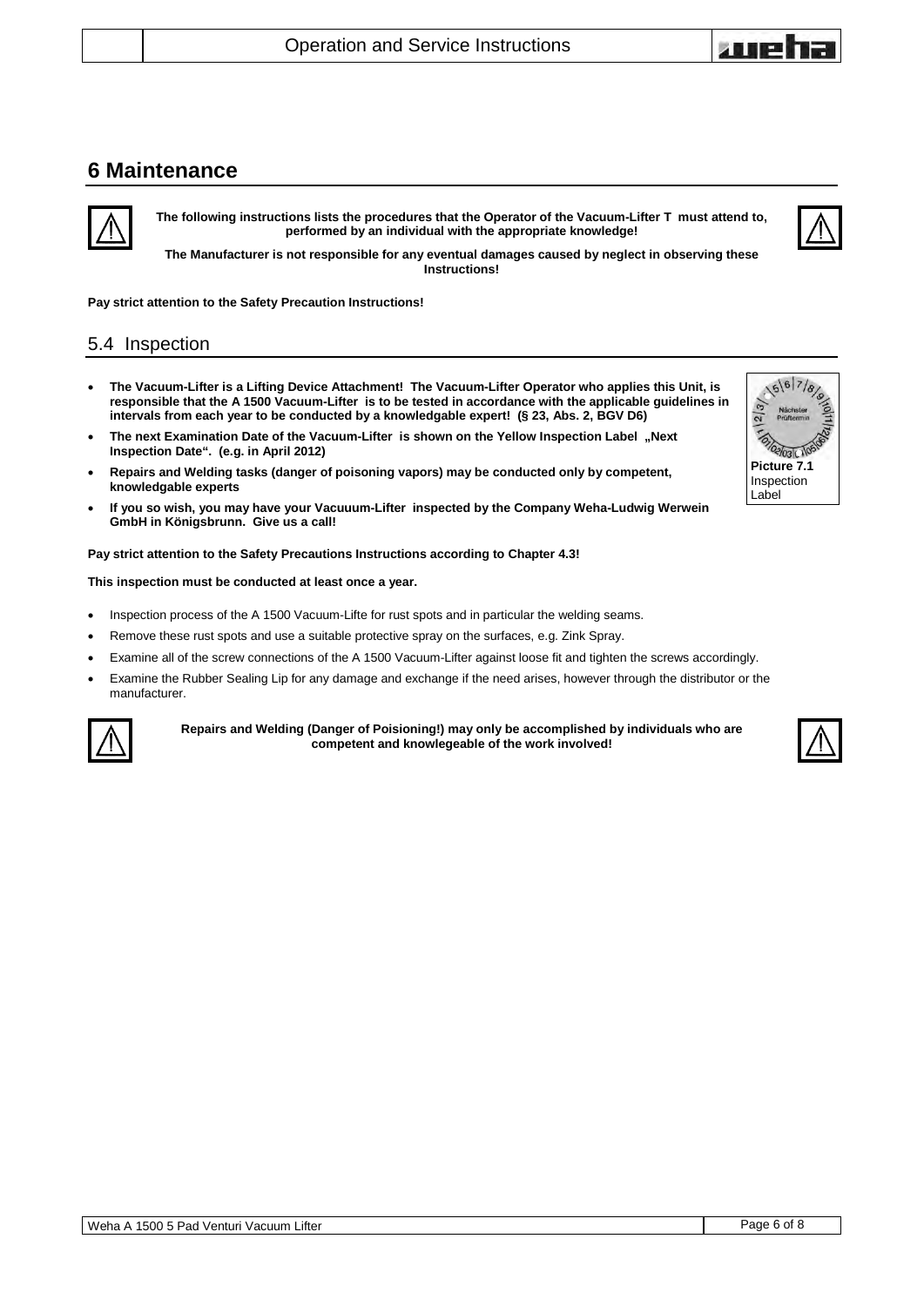# 6 Maintenance

**The following instructions lists the procedures that the Operator of the Vacuum-Lifter T must attend to, performed by an individual with the appropriate knowledge!**

**The Manufacturer is not responsible for any eventual damages caused by neglect in observing these Instructions!**

**Pay strict attention to the Safety Precaution Instructions!**

## 5.4 Inspection

- **The Vacuum-Lifter is a Lifting Device Attachment! The Vacuum-Lifter Operator who applies this Unit, is responsible that the A 1500 Vacuum-Lifter is to be tested in accordance with the applicable guidelines in intervals from each year to be conducted by a knowledgable expert! (§ 23, Abs. 2, BGV D6)**
- **The next Examination Date of the Vacuum-Lifter is shown on the Yellow Inspection Label „Next Inspection Date". (e.g. in April 2012)**
- **Repairs and Welding tasks (danger of poisoning vapors) may be conducted only by competent, knowledgable experts**
- **If you so wish, you may have your Vacuuum-Lifter inspected by the Company Weha-Ludwig Werwein GmbH in Königsbrunn. Give us a call!**

**Picture 7.1** Inspection Label

**Pay strict attention to the Safety Precautions Instructions according to Chapter 4.3!**

**This inspection must be conducted at least once a year.**

- Inspection process of the A 1500 Vacuum-Lifte for rust spots and in particular the welding seams.
- Remove these rust spots and use a suitable protective spray on the surfaces, e.g. Zink Spray.
- Examine all of the screw connections of the A 1500 Vacuum-Lifter against loose fit and tighten the screws accordingly.
- Examine the Rubber Sealing Lip for any damage and exchange if the need arises, however through the distributor or the manufacturer.

**Repairs and Welding (Danger of Poisioning!) may only be accomplished by individuals who are competent and knowlegeable of the work involved!**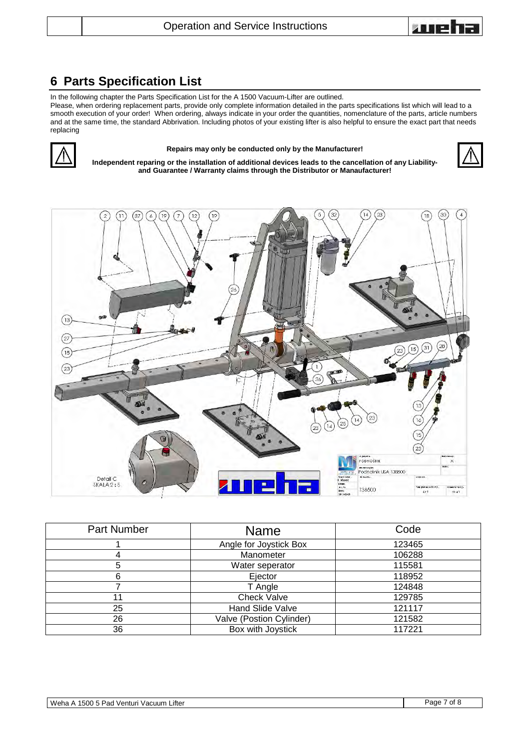# 6 Parts Specification List

In the following chapter the Parts Specification List for the A 1500 Vacuum-Lifter are outlined.
Please, when ordering replacement parts, provide only complete information detailed in the parts specifications list which will lead to a smooth execution of your order! When ordering, always indicate in your order the quantities, nomenclature of the parts, article numbers and at the same time, the standard Abbrivation. Including photos of your existing lifter is also helpful to ensure the exact part that needs replacing

**Repairs may only be conducted only by the Manufacturer!**

**Independent reparing or the installation of additional devices leads to the cancellation of any Liability- and Guarantee / Warranty claims through the Distributor or Manaufacturer!**

| Part Number | Name | Code |
|---|---|---|
| 1 | Angle for Joystick Box | 123465 |
| 4 | Manometer | 106288 |
| 5 | Water seperator | 115581 |
| 6 | Ejector | 118952 |
| 7 | T Angle | 124848 |
| 11 | Check Valve | 129785 |
| 25 | Hand Slide Valve | 121117 |
| 26 | Valve (Postion Cylinder) | 121582 |
| 36 | Box with Joystick | 117221 |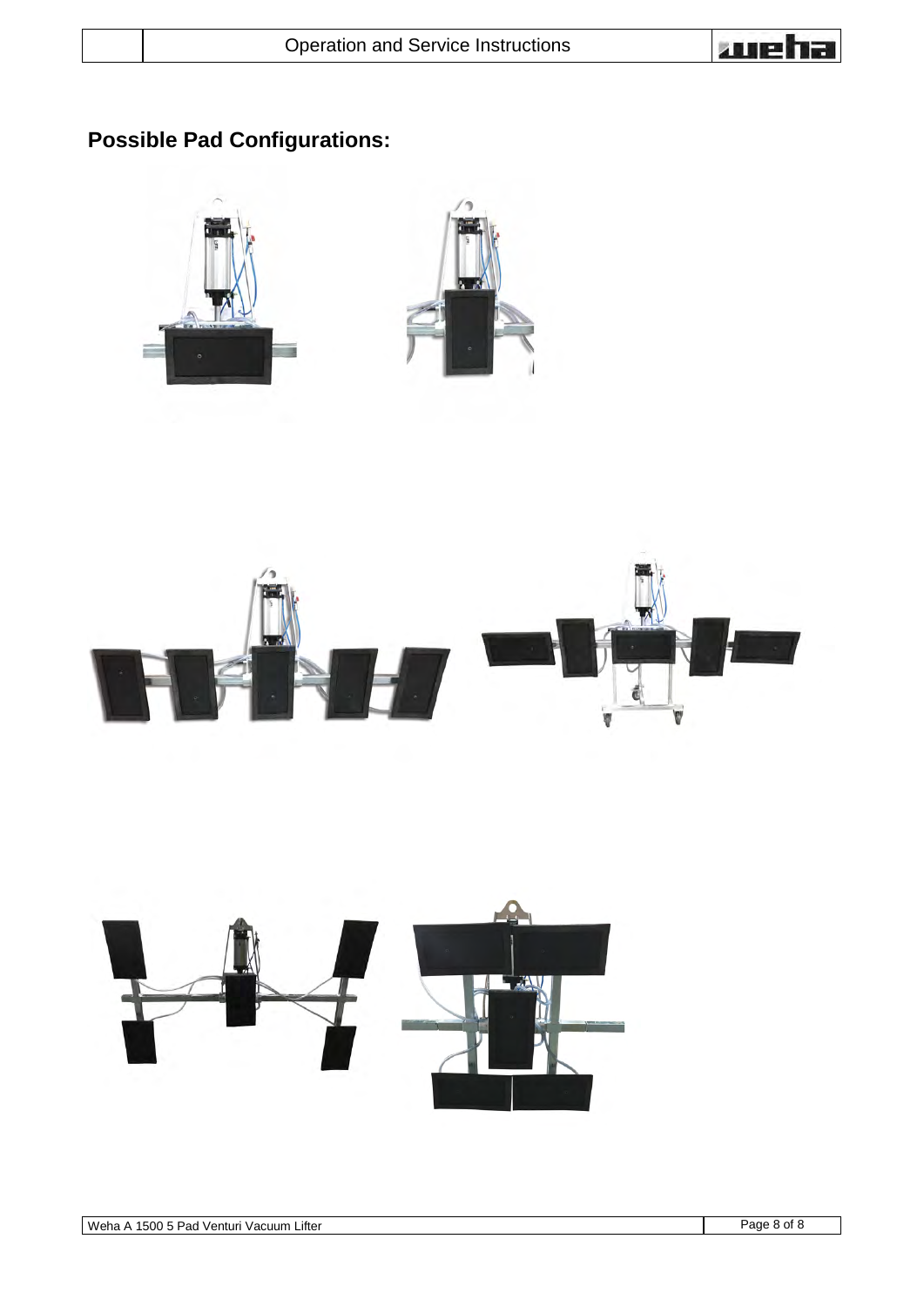## Possible Pad Configurations: